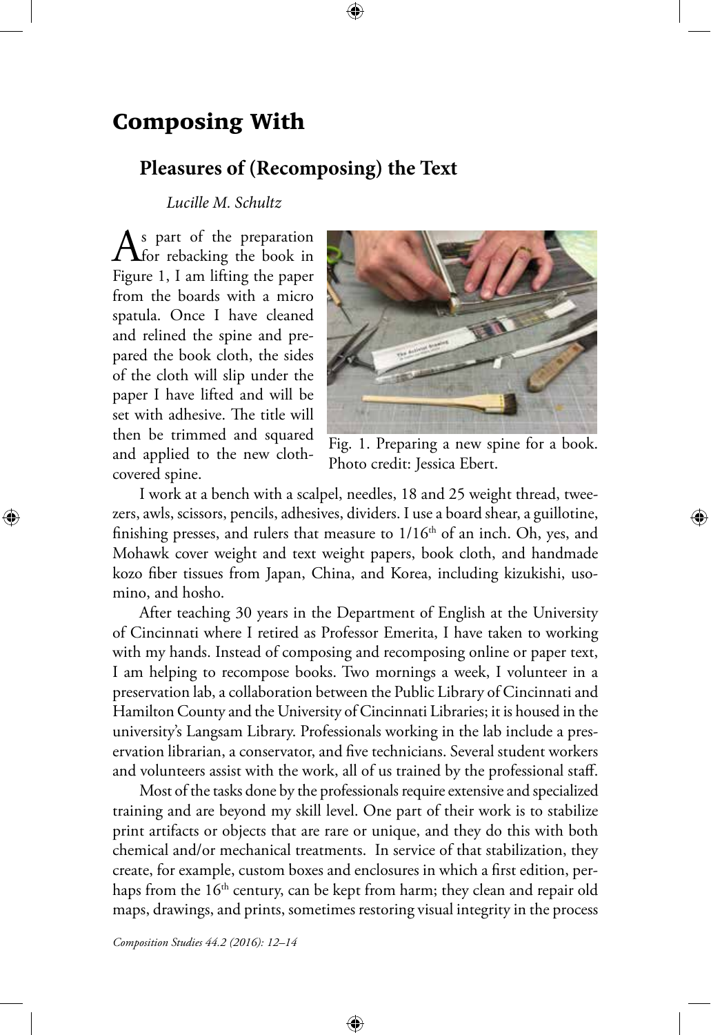# Composing With

## Pleasures of (Recomposing) the Text

*Lucille M. Schultz*

As part of the preparation for rebacking the book in Figure 1, I am lifting the paper from the boards with a micro spatula. Once I have cleaned and relined the spine and prepared the book cloth, the sides of the cloth will slip under the paper I have lifted and will be set with adhesive. The title will then be trimmed and squared and applied to the new cloth-covered spine.

Fig. 1. Preparing a new spine for a book. Photo credit: Jessica Ebert.

I work at a bench with a scalpel, needles, 18 and 25 weight thread, tweezers, awls, scissors, pencils, adhesives, dividers. I use a board shear, a guillotine, finishing presses, and rulers that measure to 1/16th of an inch. Oh, yes, and Mohawk cover weight and text weight papers, book cloth, and handmade kozo fiber tissues from Japan, China, and Korea, including kizukishi, usomino, and hosho.

After teaching 30 years in the Department of English at the University of Cincinnati where I retired as Professor Emerita, I have taken to working with my hands. Instead of composing and recomposing online or paper text, I am helping to recompose books. Two mornings a week, I volunteer in a preservation lab, a collaboration between the Public Library of Cincinnati and Hamilton County and the University of Cincinnati Libraries; it is housed in the university's Langsam Library. Professionals working in the lab include a preservation librarian, a conservator, and five technicians. Several student workers and volunteers assist with the work, all of us trained by the professional staff.

Most of the tasks done by the professionals require extensive and specialized training and are beyond my skill level. One part of their work is to stabilize print artifacts or objects that are rare or unique, and they do this with both chemical and/or mechanical treatments. In service of that stabilization, they create, for example, custom boxes and enclosures in which a first edition, perhaps from the 16th century, can be kept from harm; they clean and repair old maps, drawings, and prints, sometimes restoring visual integrity in the process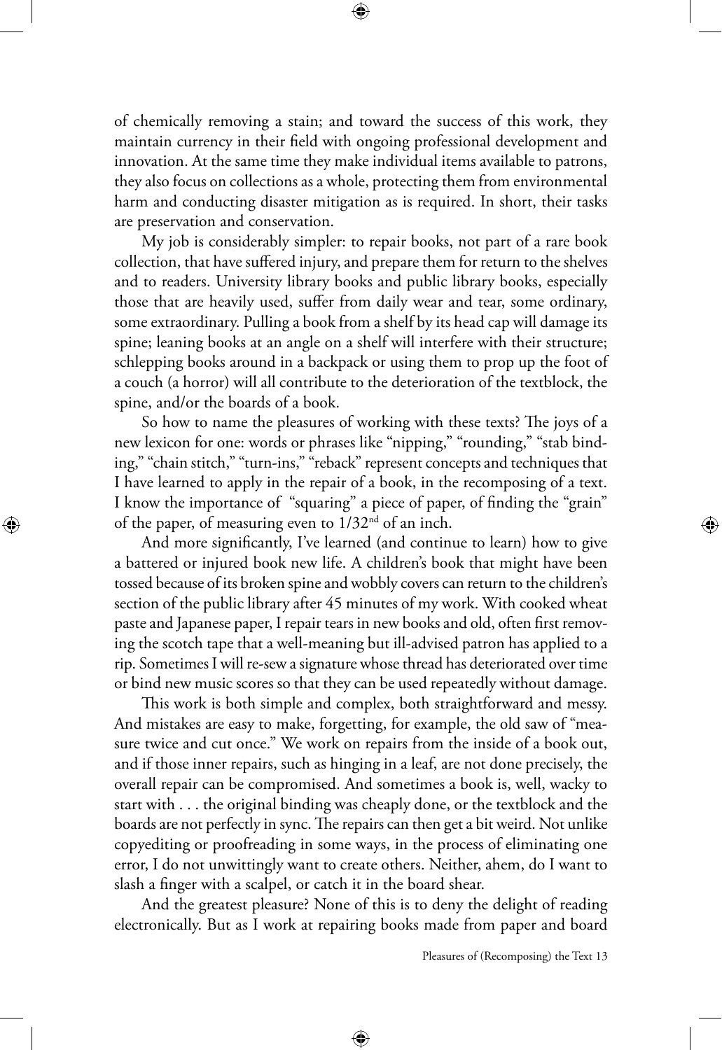of chemically removing a stain; and toward the success of this work, they maintain currency in their field with ongoing professional development and innovation. At the same time they make individual items available to patrons, they also focus on collections as a whole, protecting them from environmental harm and conducting disaster mitigation as is required. In short, their tasks are preservation and conservation.

My job is considerably simpler: to repair books, not part of a rare book collection, that have suffered injury, and prepare them for return to the shelves and to readers. University library books and public library books, especially those that are heavily used, suffer from daily wear and tear, some ordinary, some extraordinary. Pulling a book from a shelf by its head cap will damage its spine; leaning books at an angle on a shelf will interfere with their structure; schlepping books around in a backpack or using them to prop up the foot of a couch (a horror) will all contribute to the deterioration of the textblock, the spine, and/or the boards of a book.

So how to name the pleasures of working with these texts? The joys of a new lexicon for one: words or phrases like "nipping," "rounding," "stab binding," "chain stitch," "turn-ins," "reback" represent concepts and techniques that I have learned to apply in the repair of a book, in the recomposing of a text. I know the importance of "squaring" a piece of paper, of finding the "grain" of the paper, of measuring even to 1/32nd of an inch.

And more significantly, I've learned (and continue to learn) how to give a battered or injured book new life. A children's book that might have been tossed because of its broken spine and wobbly covers can return to the children's section of the public library after 45 minutes of my work. With cooked wheat paste and Japanese paper, I repair tears in new books and old, often first removing the scotch tape that a well-meaning but ill-advised patron has applied to a rip. Sometimes I will re-sew a signature whose thread has deteriorated over time or bind new music scores so that they can be used repeatedly without damage.

This work is both simple and complex, both straightforward and messy. And mistakes are easy to make, forgetting, for example, the old saw of "measure twice and cut once." We work on repairs from the inside of a book out, and if those inner repairs, such as hinging in a leaf, are not done precisely, the overall repair can be compromised. And sometimes a book is, well, wacky to start with . . . the original binding was cheaply done, or the textblock and the boards are not perfectly in sync. The repairs can then get a bit weird. Not unlike copyediting or proofreading in some ways, in the process of eliminating one error, I do not unwittingly want to create others. Neither, ahem, do I want to slash a finger with a scalpel, or catch it in the board shear.

And the greatest pleasure? None of this is to deny the delight of reading electronically. But as I work at repairing books made from paper and board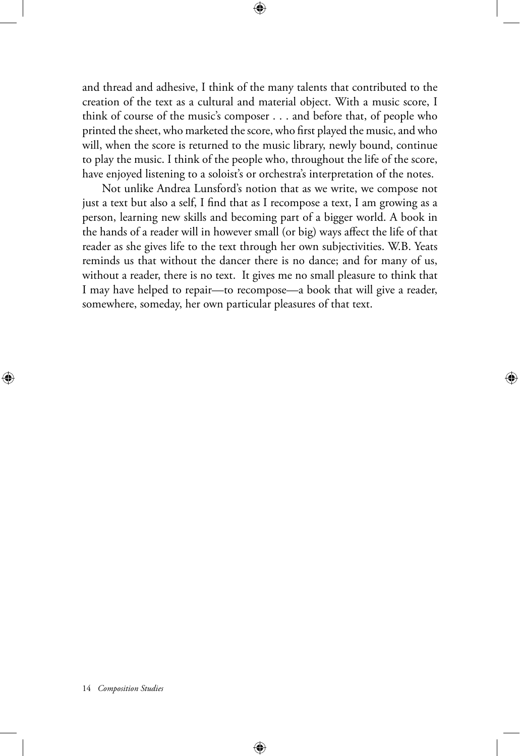and thread and adhesive, I think of the many talents that contributed to the creation of the text as a cultural and material object. With a music score, I think of course of the music's composer . . . and before that, of people who printed the sheet, who marketed the score, who first played the music, and who will, when the score is returned to the music library, newly bound, continue to play the music. I think of the people who, throughout the life of the score, have enjoyed listening to a soloist's or orchestra's interpretation of the notes.

Not unlike Andrea Lunsford's notion that as we write, we compose not just a text but also a self, I find that as I recompose a text, I am growing as a person, learning new skills and becoming part of a bigger world. A book in the hands of a reader will in however small (or big) ways affect the life of that reader as she gives life to the text through her own subjectivities. W.B. Yeats reminds us that without the dancer there is no dance; and for many of us, without a reader, there is no text. It gives me no small pleasure to think that I may have helped to repair—to recompose—a book that will give a reader, somewhere, someday, her own particular pleasures of that text.